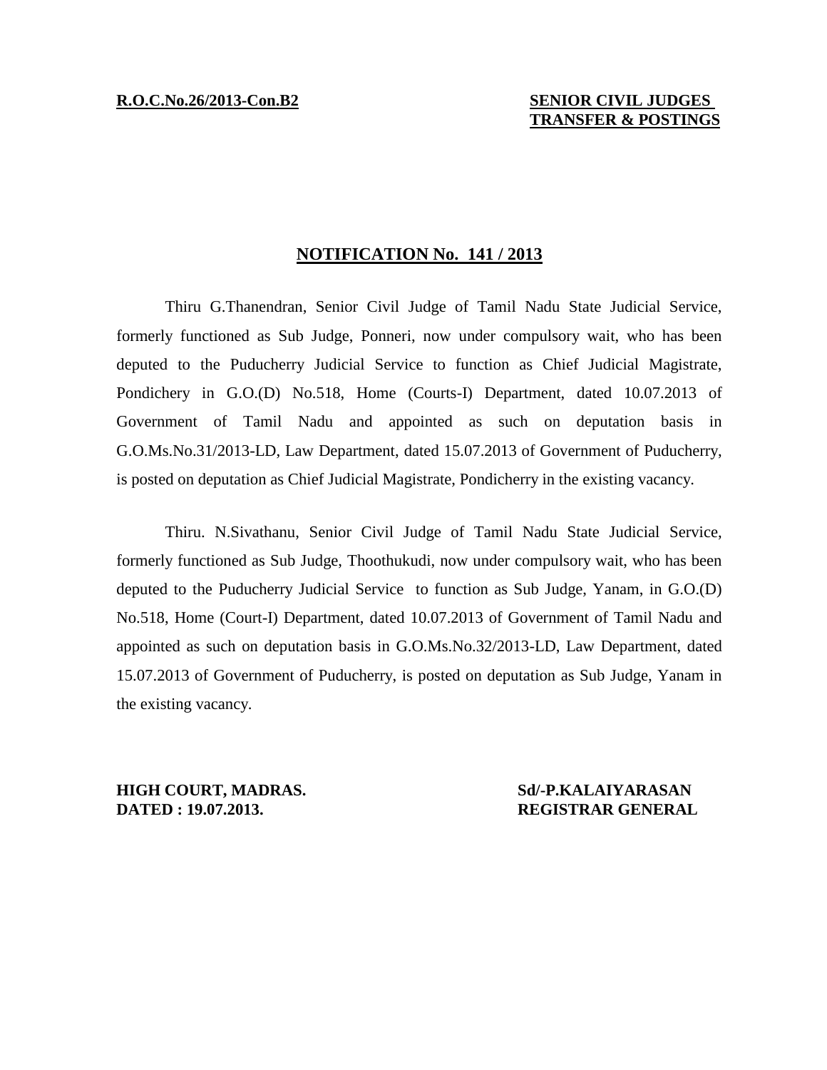**R.O.C.No.26/2013-Con.B2**

**SENIOR CIVIL JUDGES TRANSFER & POSTINGS**

## NOTIFICATION No. 141 / 2013

Thiru G.Thanendran, Senior Civil Judge of Tamil Nadu State Judicial Service, formerly functioned as Sub Judge, Ponneri, now under compulsory wait, who has been deputed to the Puducherry Judicial Service to function as Chief Judicial Magistrate, Pondichery in G.O.(D) No.518, Home (Courts-I) Department, dated 10.07.2013 of Government of Tamil Nadu and appointed as such on deputation basis in G.O.Ms.No.31/2013-LD, Law Department, dated 15.07.2013 of Government of Puducherry, is posted on deputation as Chief Judicial Magistrate, Pondicherry in the existing vacancy.

Thiru. N.Sivathanu, Senior Civil Judge of Tamil Nadu State Judicial Service, formerly functioned as Sub Judge, Thoothukudi, now under compulsory wait, who has been deputed to the Puducherry Judicial Service to function as Sub Judge, Yanam, in G.O.(D) No.518, Home (Court-I) Department, dated 10.07.2013 of Government of Tamil Nadu and appointed as such on deputation basis in G.O.Ms.No.32/2013-LD, Law Department, dated 15.07.2013 of Government of Puducherry, is posted on deputation as Sub Judge, Yanam in the existing vacancy.

**HIGH COURT, MADRAS.**
**DATED : 19.07.2013.**

**Sd/-P.KALAIYARASAN**
**REGISTRAR GENERAL**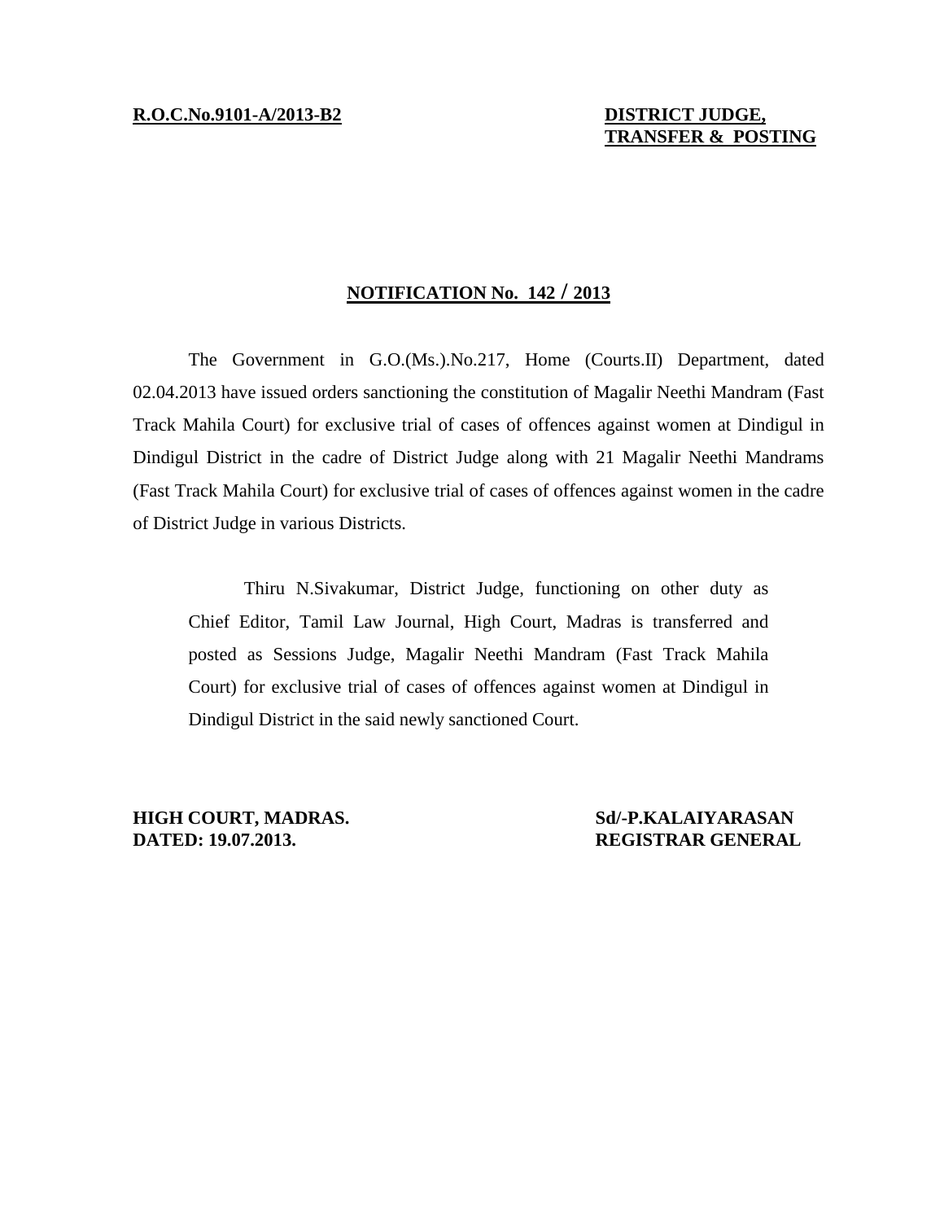**R.O.C.No.9101-A/2013-B2**

**DISTRICT JUDGE,**
**TRANSFER & POSTING**

## NOTIFICATION No. 142 / 2013

The Government in G.O.(Ms.).No.217, Home (Courts.II) Department, dated 02.04.2013 have issued orders sanctioning the constitution of Magalir Neethi Mandram (Fast Track Mahila Court) for exclusive trial of cases of offences against women at Dindigul in Dindigul District in the cadre of District Judge along with 21 Magalir Neethi Mandrams (Fast Track Mahila Court) for exclusive trial of cases of offences against women in the cadre of District Judge in various Districts.

> Thiru N.Sivakumar, District Judge, functioning on other duty as Chief Editor, Tamil Law Journal, High Court, Madras is transferred and posted as Sessions Judge, Magalir Neethi Mandram (Fast Track Mahila Court) for exclusive trial of cases of offences against women at Dindigul in Dindigul District in the said newly sanctioned Court.

**HIGH COURT, MADRAS.**
**DATED: 19.07.2013.**

**Sd/-P.KALAIYARASAN**
**REGISTRAR GENERAL**